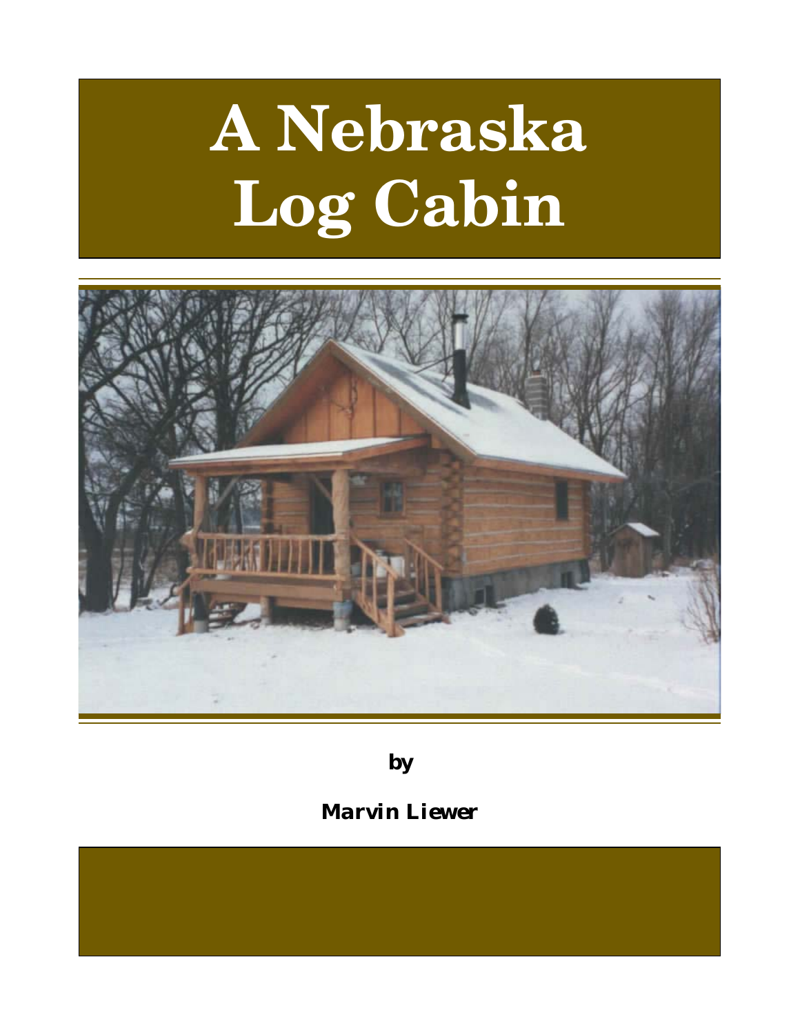# A Nebraska Log Cabin

**by**

**Marvin Liewer**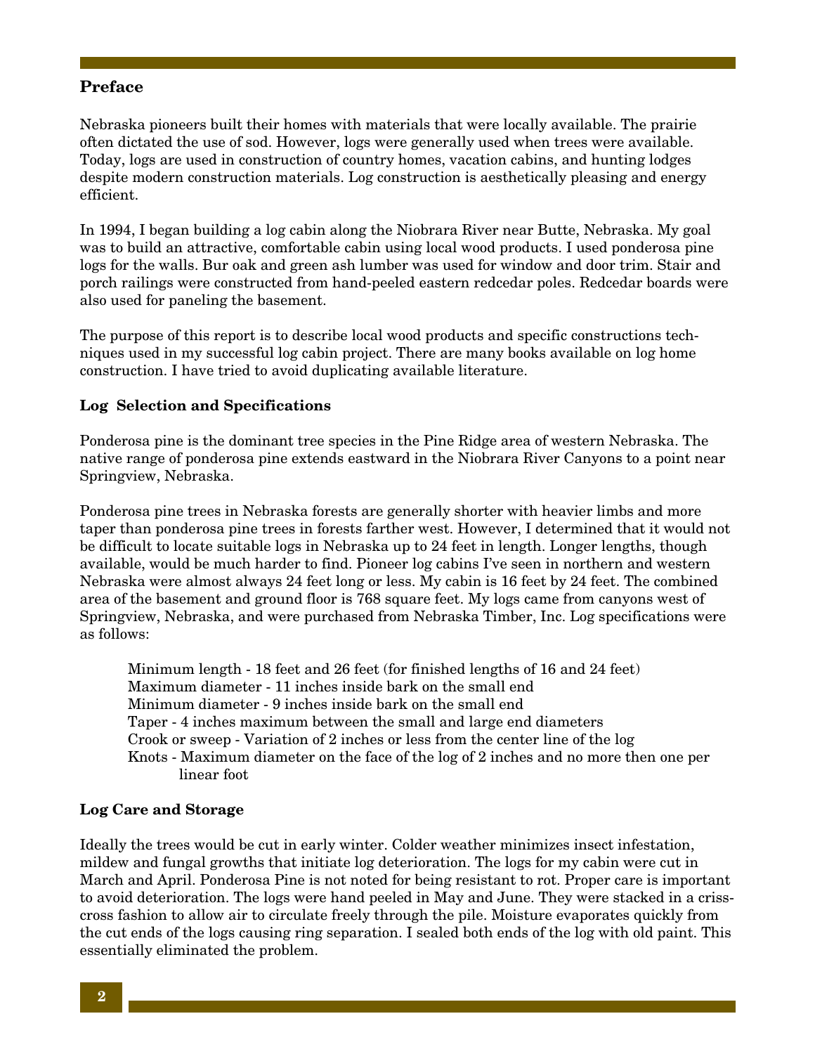## Preface

Nebraska pioneers built their homes with materials that were locally available. The prairie often dictated the use of sod. However, logs were generally used when trees were available. Today, logs are used in construction of country homes, vacation cabins, and hunting lodges despite modern construction materials. Log construction is aesthetically pleasing and energy efficient.

In 1994, I began building a log cabin along the Niobrara River near Butte, Nebraska. My goal was to build an attractive, comfortable cabin using local wood products. I used ponderosa pine logs for the walls. Bur oak and green ash lumber was used for window and door trim. Stair and porch railings were constructed from hand-peeled eastern redcedar poles. Redcedar boards were also used for paneling the basement.

The purpose of this report is to describe local wood products and specific constructions techniques used in my successful log cabin project. There are many books available on log home construction. I have tried to avoid duplicating available literature.

### Log Selection and Specifications

Ponderosa pine is the dominant tree species in the Pine Ridge area of western Nebraska. The native range of ponderosa pine extends eastward in the Niobrara River Canyons to a point near Springview, Nebraska.

Ponderosa pine trees in Nebraska forests are generally shorter with heavier limbs and more taper than ponderosa pine trees in forests farther west. However, I determined that it would not be difficult to locate suitable logs in Nebraska up to 24 feet in length. Longer lengths, though available, would be much harder to find. Pioneer log cabins I've seen in northern and western Nebraska were almost always 24 feet long or less. My cabin is 16 feet by 24 feet. The combined area of the basement and ground floor is 768 square feet. My logs came from canyons west of Springview, Nebraska, and were purchased from Nebraska Timber, Inc. Log specifications were as follows:

Minimum length - 18 feet and 26 feet (for finished lengths of 16 and 24 feet)
Maximum diameter - 11 inches inside bark on the small end
Minimum diameter - 9 inches inside bark on the small end
Taper - 4 inches maximum between the small and large end diameters
Crook or sweep - Variation of 2 inches or less from the center line of the log
Knots - Maximum diameter on the face of the log of 2 inches and no more then one per linear foot

### Log Care and Storage

Ideally the trees would be cut in early winter. Colder weather minimizes insect infestation, mildew and fungal growths that initiate log deterioration. The logs for my cabin were cut in March and April. Ponderosa Pine is not noted for being resistant to rot. Proper care is important to avoid deterioration. The logs were hand peeled in May and June. They were stacked in a criss-cross fashion to allow air to circulate freely through the pile. Moisture evaporates quickly from the cut ends of the logs causing ring separation. I sealed both ends of the log with old paint. This essentially eliminated the problem.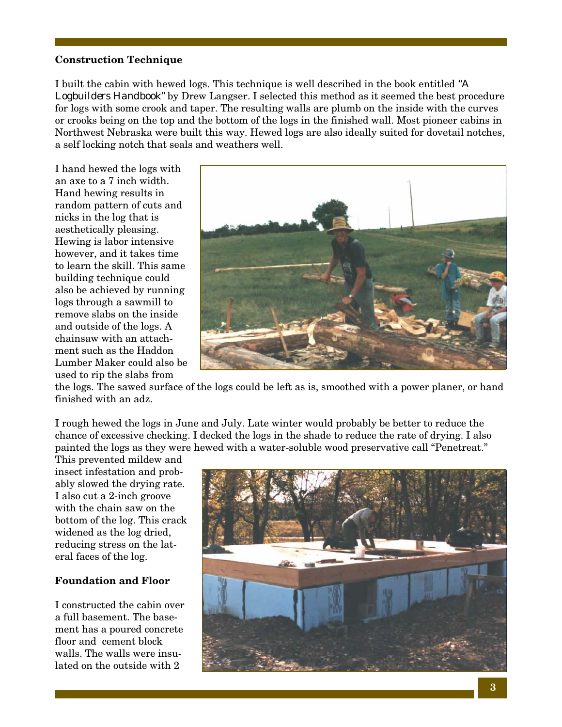**Construction Technique**

I built the cabin with hewed logs. This technique is well described in the book entitled *"A Logbuilders Handbook"* by Drew Langser. I selected this method as it seemed the best procedure for logs with some crook and taper. The resulting walls are plumb on the inside with the curves or crooks being on the top and the bottom of the logs in the finished wall. Most pioneer cabins in Northwest Nebraska were built this way. Hewed logs are also ideally suited for dovetail notches, a self locking notch that seals and weathers well.

I hand hewed the logs with an axe to a 7 inch width. Hand hewing results in random pattern of cuts and nicks in the log that is aesthetically pleasing. Hewing is labor intensive however, and it takes time to learn the skill. This same building technique could also be achieved by running logs through a sawmill to remove slabs on the inside and outside of the logs. A chainsaw with an attachment such as the Haddon Lumber Maker could also be used to rip the slabs from the logs. The sawed surface of the logs could be left as is, smoothed with a power planer, or hand finished with an adz.

I rough hewed the logs in June and July. Late winter would probably be better to reduce the chance of excessive checking. I decked the logs in the shade to reduce the rate of drying. I also painted the logs as they were hewed with a water-soluble wood preservative call "Penetreat." This prevented mildew and insect infestation and probably slowed the drying rate. I also cut a 2-inch groove with the chain saw on the bottom of the log. This crack widened as the log dried, reducing stress on the lateral faces of the log.

**Foundation and Floor**

I constructed the cabin over a full basement. The basement has a poured concrete floor and cement block walls. The walls were insulated on the outside with 2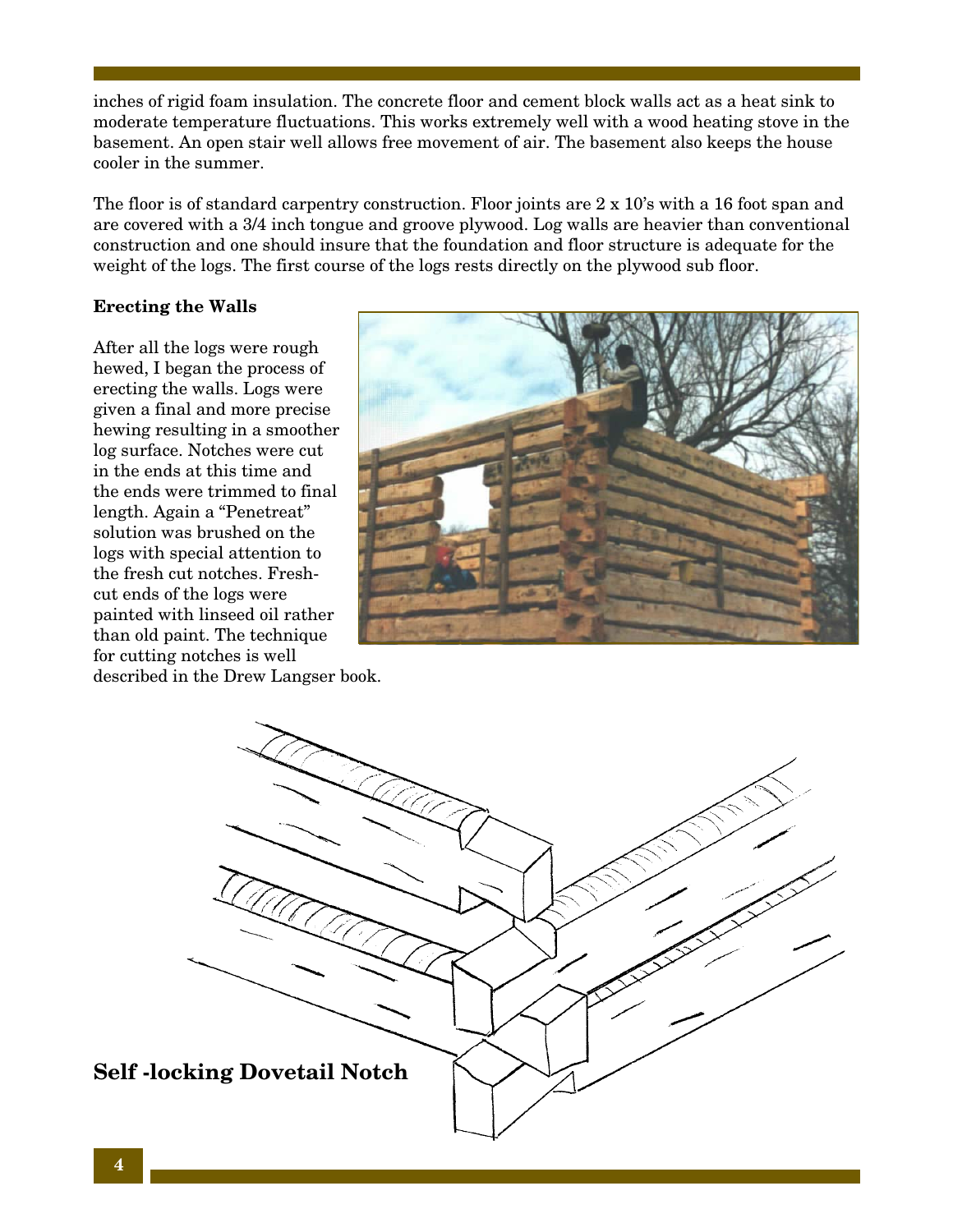inches of rigid foam insulation. The concrete floor and cement block walls act as a heat sink to moderate temperature fluctuations. This works extremely well with a wood heating stove in the basement. An open stair well allows free movement of air. The basement also keeps the house cooler in the summer.

The floor is of standard carpentry construction. Floor joints are 2 x 10's with a 16 foot span and are covered with a 3/4 inch tongue and groove plywood. Log walls are heavier than conventional construction and one should insure that the foundation and floor structure is adequate for the weight of the logs. The first course of the logs rests directly on the plywood sub floor.

**Erecting the Walls**

After all the logs were rough hewed, I began the process of erecting the walls. Logs were given a final and more precise hewing resulting in a smoother log surface. Notches were cut in the ends at this time and the ends were trimmed to final length. Again a "Penetreat" solution was brushed on the logs with special attention to the fresh cut notches. Fresh-cut ends of the logs were painted with linseed oil rather than old paint. The technique for cutting notches is well described in the Drew Langser book.

**Self -locking Dovetail Notch**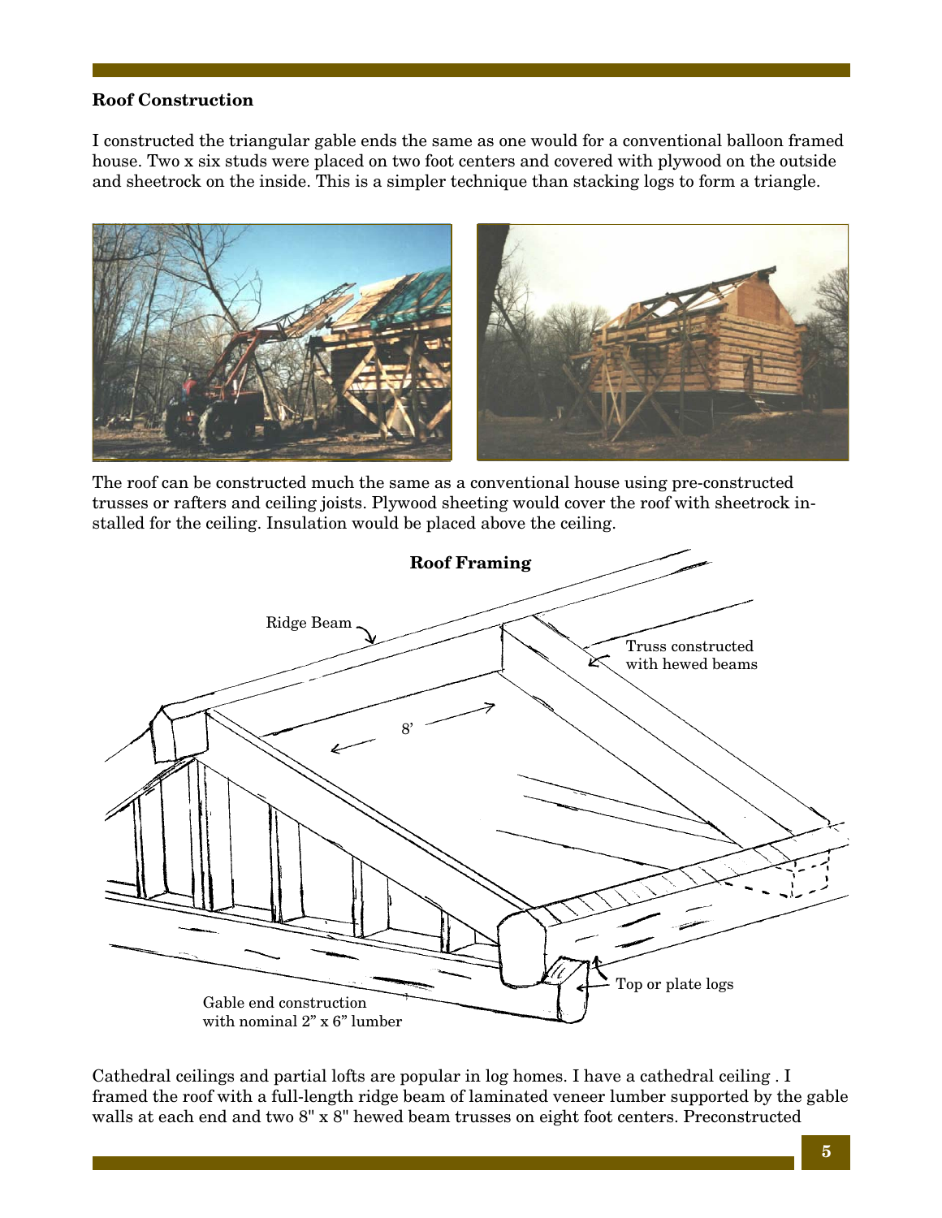**Roof Construction**

I constructed the triangular gable ends the same as one would for a conventional balloon framed house. Two x six studs were placed on two foot centers and covered with plywood on the outside and sheetrock on the inside. This is a simpler technique than stacking logs to form a triangle.

The roof can be constructed much the same as a conventional house using pre-constructed trusses or rafters and ceiling joists. Plywood sheeting would cover the roof with sheetrock installed for the ceiling. Insulation would be placed above the ceiling.

**Roof Framing**

Ridge Beam

Truss constructed with hewed beams

8'

Top or plate logs

Gable end construction with nominal 2" x 6" lumber

Cathedral ceilings and partial lofts are popular in log homes. I have a cathedral ceiling . I framed the roof with a full-length ridge beam of laminated veneer lumber supported by the gable walls at each end and two 8" x 8" hewed beam trusses on eight foot centers. Preconstructed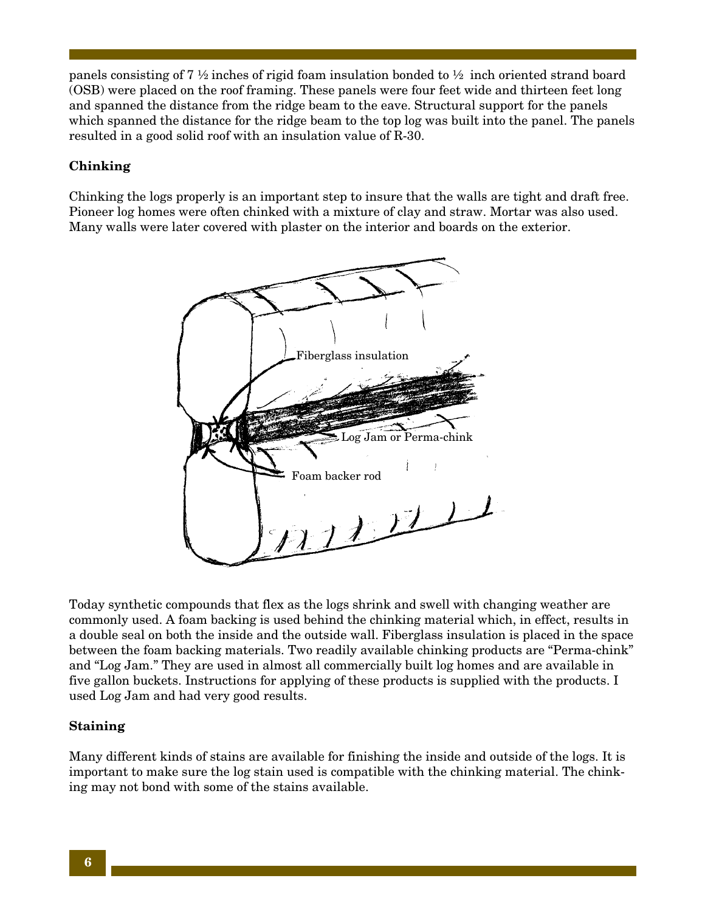panels consisting of 7 ½ inches of rigid foam insulation bonded to ½ inch oriented strand board (OSB) were placed on the roof framing. These panels were four feet wide and thirteen feet long and spanned the distance from the ridge beam to the eave. Structural support for the panels which spanned the distance for the ridge beam to the top log was built into the panel. The panels resulted in a good solid roof with an insulation value of R-30.

**Chinking**

Chinking the logs properly is an important step to insure that the walls are tight and draft free. Pioneer log homes were often chinked with a mixture of clay and straw. Mortar was also used. Many walls were later covered with plaster on the interior and boards on the exterior.

Fiberglass insulation

Log Jam or Perma-chink

Foam backer rod

Today synthetic compounds that flex as the logs shrink and swell with changing weather are commonly used. A foam backing is used behind the chinking material which, in effect, results in a double seal on both the inside and the outside wall. Fiberglass insulation is placed in the space between the foam backing materials. Two readily available chinking products are "Perma-chink" and "Log Jam." They are used in almost all commercially built log homes and are available in five gallon buckets. Instructions for applying of these products is supplied with the products. I used Log Jam and had very good results.

**Staining**

Many different kinds of stains are available for finishing the inside and outside of the logs. It is important to make sure the log stain used is compatible with the chinking material. The chinking may not bond with some of the stains available.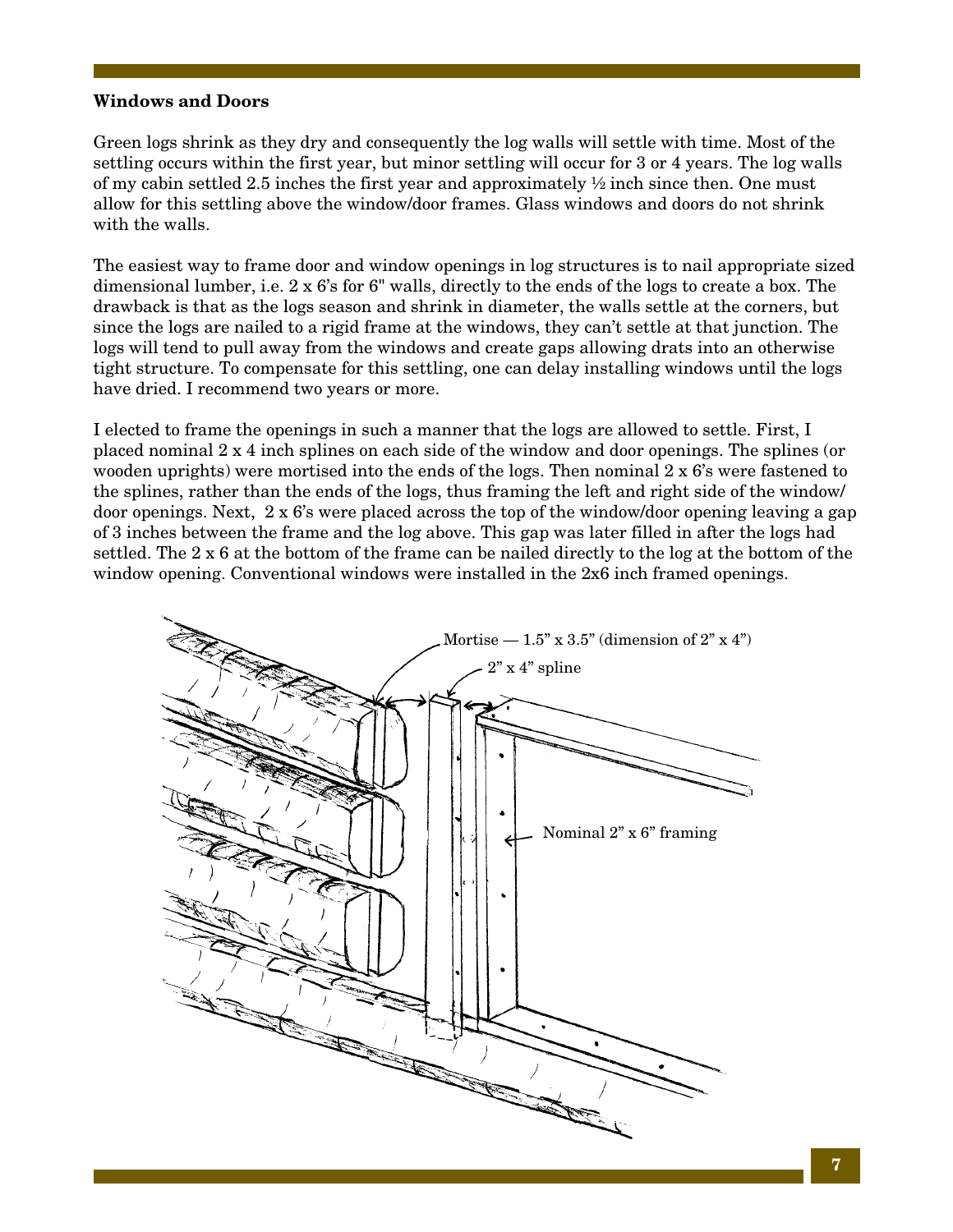**Windows and Doors**

Green logs shrink as they dry and consequently the log walls will settle with time. Most of the settling occurs within the first year, but minor settling will occur for 3 or 4 years. The log walls of my cabin settled 2.5 inches the first year and approximately ½ inch since then. One must allow for this settling above the window/door frames. Glass windows and doors do not shrink with the walls.

The easiest way to frame door and window openings in log structures is to nail appropriate sized dimensional lumber, i.e. 2 x 6's for 6" walls, directly to the ends of the logs to create a box. The drawback is that as the logs season and shrink in diameter, the walls settle at the corners, but since the logs are nailed to a rigid frame at the windows, they can't settle at that junction. The logs will tend to pull away from the windows and create gaps allowing drats into an otherwise tight structure. To compensate for this settling, one can delay installing windows until the logs have dried. I recommend two years or more.

I elected to frame the openings in such a manner that the logs are allowed to settle. First, I placed nominal 2 x 4 inch splines on each side of the window and door openings. The splines (or wooden uprights) were mortised into the ends of the logs. Then nominal 2 x 6's were fastened to the splines, rather than the ends of the logs, thus framing the left and right side of the window/door openings. Next, 2 x 6's were placed across the top of the window/door opening leaving a gap of 3 inches between the frame and the log above. This gap was later filled in after the logs had settled. The 2 x 6 at the bottom of the frame can be nailed directly to the log at the bottom of the window opening. Conventional windows were installed in the 2x6 inch framed openings.

Mortise — 1.5" x 3.5" (dimension of 2" x 4")

2" x 4" spline

Nominal 2" x 6" framing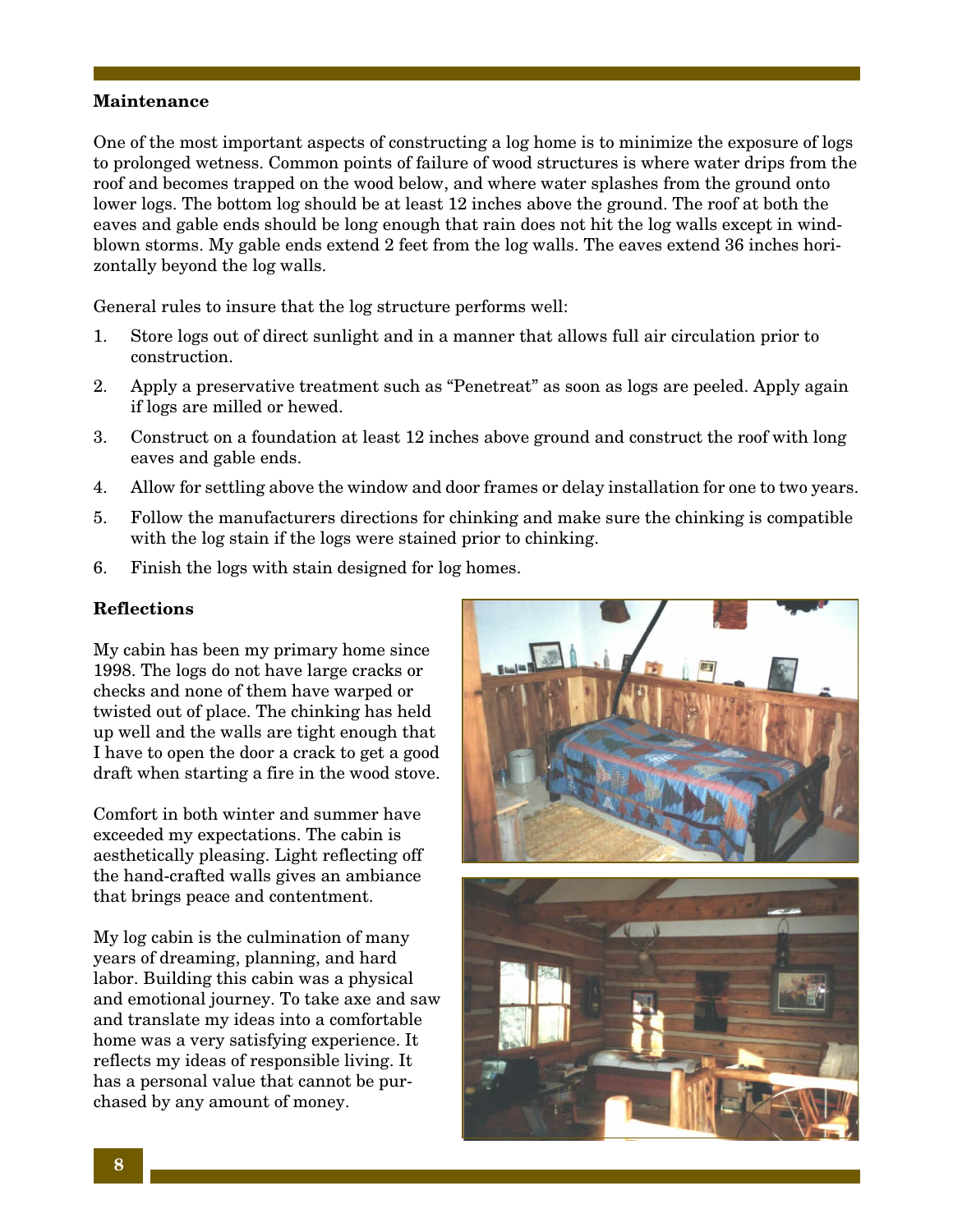## Maintenance

One of the most important aspects of constructing a log home is to minimize the exposure of logs to prolonged wetness. Common points of failure of wood structures is where water drips from the roof and becomes trapped on the wood below, and where water splashes from the ground onto lower logs. The bottom log should be at least 12 inches above the ground. The roof at both the eaves and gable ends should be long enough that rain does not hit the log walls except in wind-blown storms. My gable ends extend 2 feet from the log walls. The eaves extend 36 inches horizontally beyond the log walls.

General rules to insure that the log structure performs well:

1. Store logs out of direct sunlight and in a manner that allows full air circulation prior to construction.
2. Apply a preservative treatment such as "Penetreat" as soon as logs are peeled. Apply again if logs are milled or hewed.
3. Construct on a foundation at least 12 inches above ground and construct the roof with long eaves and gable ends.
4. Allow for settling above the window and door frames or delay installation for one to two years.
5. Follow the manufacturers directions for chinking and make sure the chinking is compatible with the log stain if the logs were stained prior to chinking.
6. Finish the logs with stain designed for log homes.

## Reflections

My cabin has been my primary home since 1998. The logs do not have large cracks or checks and none of them have warped or twisted out of place. The chinking has held up well and the walls are tight enough that I have to open the door a crack to get a good draft when starting a fire in the wood stove.

Comfort in both winter and summer have exceeded my expectations. The cabin is aesthetically pleasing. Light reflecting off the hand-crafted walls gives an ambiance that brings peace and contentment.

My log cabin is the culmination of many years of dreaming, planning, and hard labor. Building this cabin was a physical and emotional journey. To take axe and saw and translate my ideas into a comfortable home was a very satisfying experience. It reflects my ideas of responsible living. It has a personal value that cannot be purchased by any amount of money.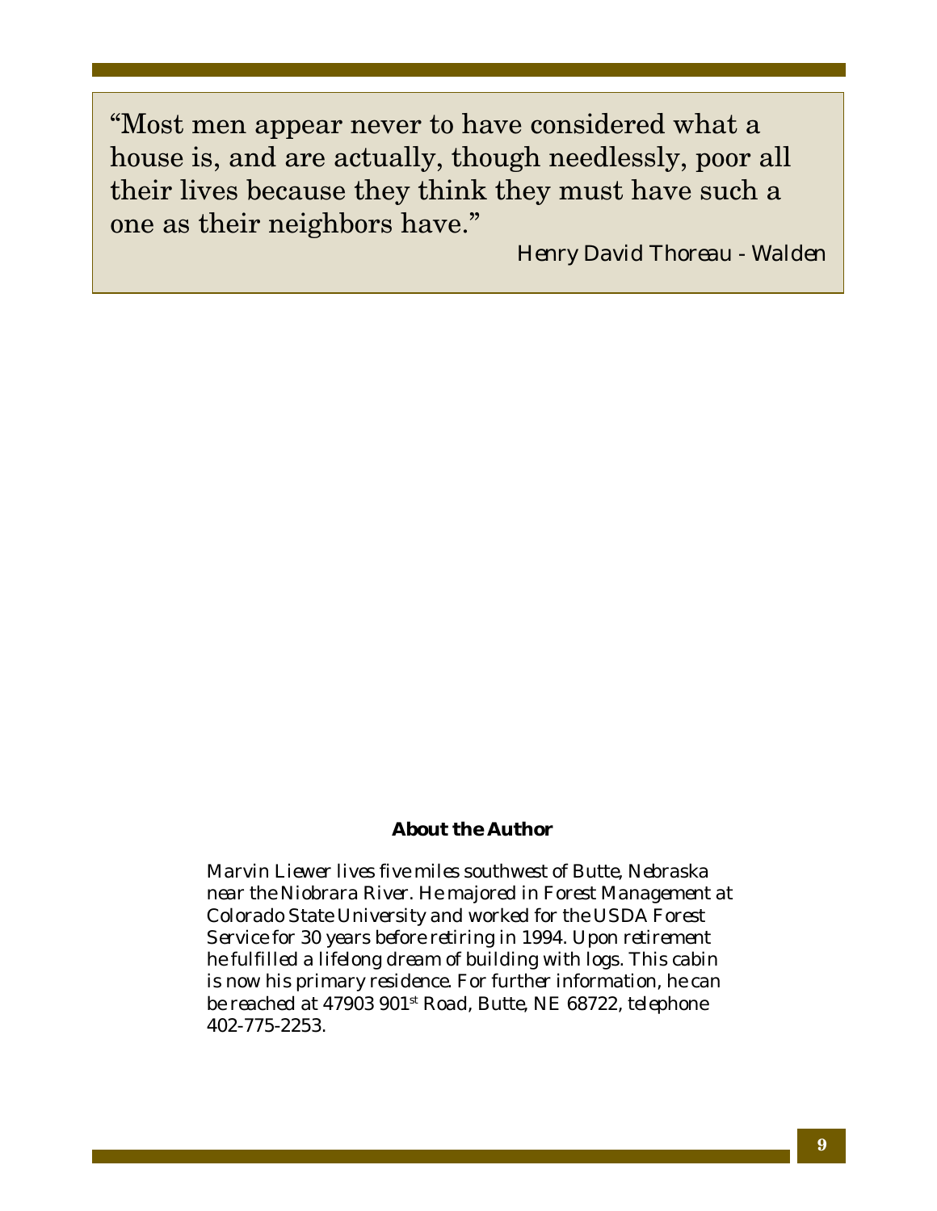> "Most men appear never to have considered what a house is, and are actually, though needlessly, poor all their lives because they think they must have such a one as their neighbors have."
>
> *Henry David Thoreau - Walden*

**About the Author**

*Marvin Liewer lives five miles southwest of Butte, Nebraska near the Niobrara River. He majored in Forest Management at Colorado State University and worked for the USDA Forest Service for 30 years before retiring in 1994. Upon retirement he fulfilled a lifelong dream of building with logs. This cabin is now his primary residence. For further information, he can be reached at 47903 901st Road, Butte, NE 68722, telephone 402-775-2253.*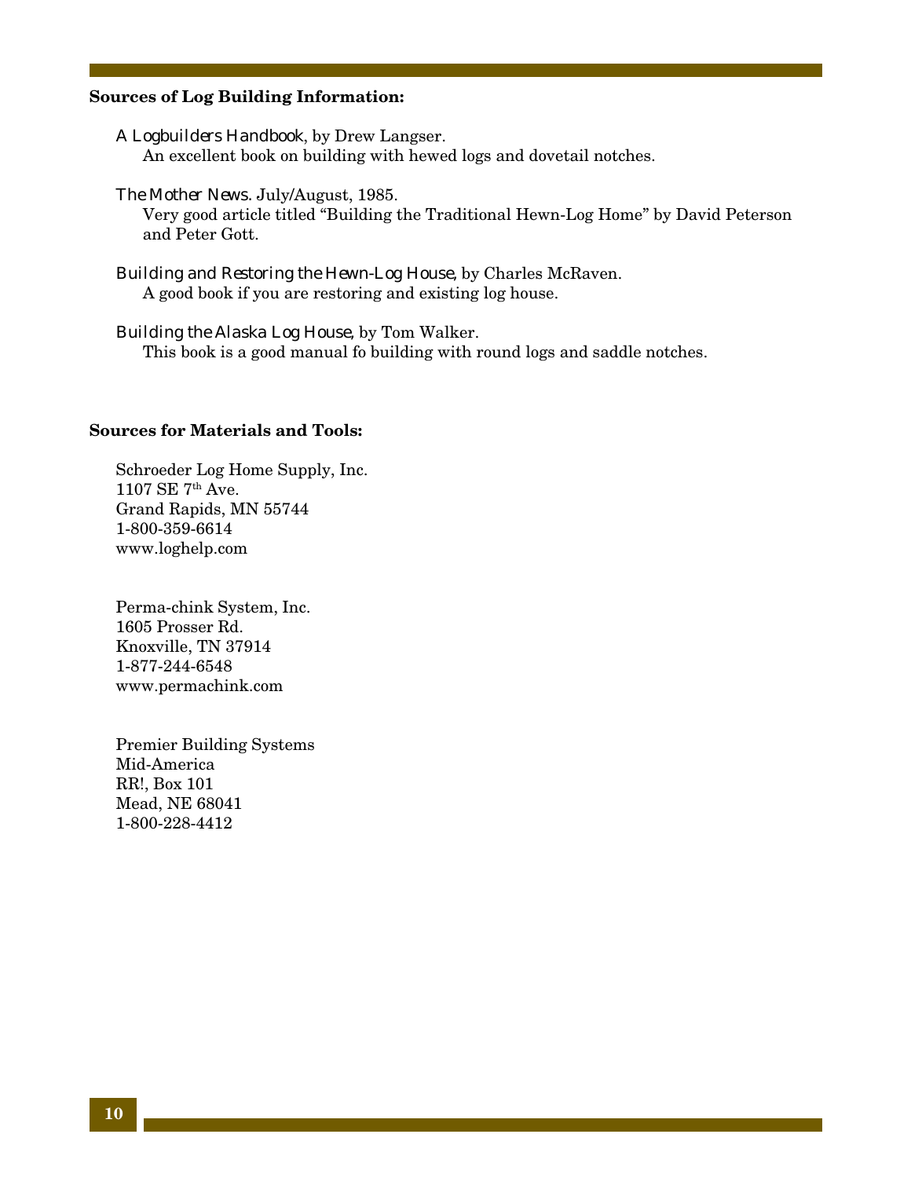**Sources of Log Building Information:**

*A Logbuilders Handbook*, by Drew Langser.
An excellent book on building with hewed logs and dovetail notches.

*The Mother News*. July/August, 1985.
Very good article titled "Building the Traditional Hewn-Log Home" by David Peterson and Peter Gott.

*Building and Restoring the Hewn-Log House*, by Charles McRaven.
A good book if you are restoring and existing log house.

*Building the Alaska Log House*, by Tom Walker.
This book is a good manual fo building with round logs and saddle notches.

**Sources for Materials and Tools:**

Schroeder Log Home Supply, Inc.
1107 SE 7th Ave.
Grand Rapids, MN 55744
1-800-359-6614
www.loghelp.com

Perma-chink System, Inc.
1605 Prosser Rd.
Knoxville, TN 37914
1-877-244-6548
www.permachink.com

Premier Building Systems
Mid-America
RR!, Box 101
Mead, NE 68041
1-800-228-4412